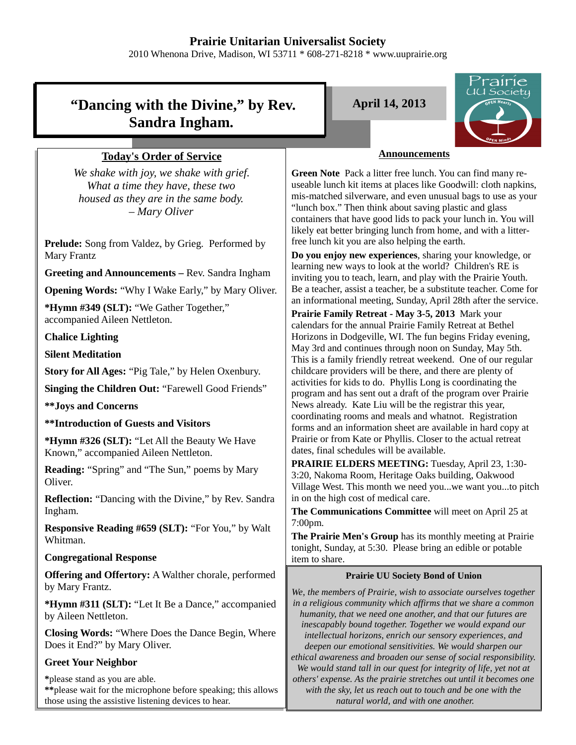# Prairie Unitarian Universalist Society

2010 Whenona Drive, Madison, WI 53711 * 608-271-8218 * www.uuprairie.org

## "Dancing with the Divine," by Rev. Sandra Ingham.

**April 14, 2013**

### Today's Order of Service

*We shake with joy, we shake with grief.*
*What a time they have, these two*
*housed as they are in the same body.*
*– Mary Oliver*

**Prelude:** Song from Valdez, by Grieg. Performed by Mary Frantz

**Greeting and Announcements –** Rev. Sandra Ingham

**Opening Words:** "Why I Wake Early," by Mary Oliver.

***Hymn #349 (SLT):** "We Gather Together," accompanied Aileen Nettleton.

**Chalice Lighting**

**Silent Meditation**

**Story for All Ages:** "Pig Tale," by Helen Oxenbury.

**Singing the Children Out:** "Farewell Good Friends"

****Joys and Concerns**

****Introduction of Guests and Visitors**

***Hymn #326 (SLT):** "Let All the Beauty We Have Known," accompanied Aileen Nettleton.

**Reading:** "Spring" and "The Sun," poems by Mary Oliver.

**Reflection:** "Dancing with the Divine," by Rev. Sandra Ingham.

**Responsive Reading #659 (SLT):** "For You," by Walt Whitman.

**Congregational Response**

**Offering and Offertory:** A Walther chorale, performed by Mary Frantz.

***Hymn #311 (SLT):** "Let It Be a Dance," accompanied by Aileen Nettleton.

**Closing Words:** "Where Does the Dance Begin, Where Does it End?" by Mary Oliver.

**Greet Your Neighbor**

***please stand as you are able.**
****please wait for the microphone before speaking; this allows those using the assistive listening devices to hear.**

### Announcements

**Green Note** Pack a litter free lunch. You can find many re-useable lunch kit items at places like Goodwill: cloth napkins, mis-matched silverware, and even unusual bags to use as your "lunch box." Then think about saving plastic and glass containers that have good lids to pack your lunch in. You will likely eat better bringing lunch from home, and with a litter-free lunch kit you are also helping the earth.

**Do you enjoy new experiences**, sharing your knowledge, or learning new ways to look at the world? Children's RE is inviting you to teach, learn, and play with the Prairie Youth. Be a teacher, assist a teacher, be a substitute teacher. Come for an informational meeting, Sunday, April 28th after the service.

**Prairie Family Retreat - May 3-5, 2013** Mark your calendars for the annual Prairie Family Retreat at Bethel Horizons in Dodgeville, WI. The fun begins Friday evening, May 3rd and continues through noon on Sunday, May 5th. This is a family friendly retreat weekend. One of our regular childcare providers will be there, and there are plenty of activities for kids to do. Phyllis Long is coordinating the program and has sent out a draft of the program over Prairie News already. Kate Liu will be the registrar this year, coordinating rooms and meals and whatnot. Registration forms and an information sheet are available in hard copy at Prairie or from Kate or Phyllis. Closer to the actual retreat dates, final schedules will be available.

**PRAIRIE ELDERS MEETING:** Tuesday, April 23, 1:30-3:20, Nakoma Room, Heritage Oaks building, Oakwood Village West. This month we need you...we want you...to pitch in on the high cost of medical care.

**The Communications Committee** will meet on April 25 at 7:00pm.

**The Prairie Men's Group** has its monthly meeting at Prairie tonight, Sunday, at 5:30. Please bring an edible or potable item to share.

### Prairie UU Society Bond of Union

*We, the members of Prairie, wish to associate ourselves together in a religious community which affirms that we share a common humanity, that we need one another, and that our futures are inescapably bound together. Together we would expand our intellectual horizons, enrich our sensory experiences, and deepen our emotional sensitivities. We would sharpen our ethical awareness and broaden our sense of social responsibility. We would stand tall in our quest for integrity of life, yet not at others' expense. As the prairie stretches out until it becomes one with the sky, let us reach out to touch and be one with the natural world, and with one another.*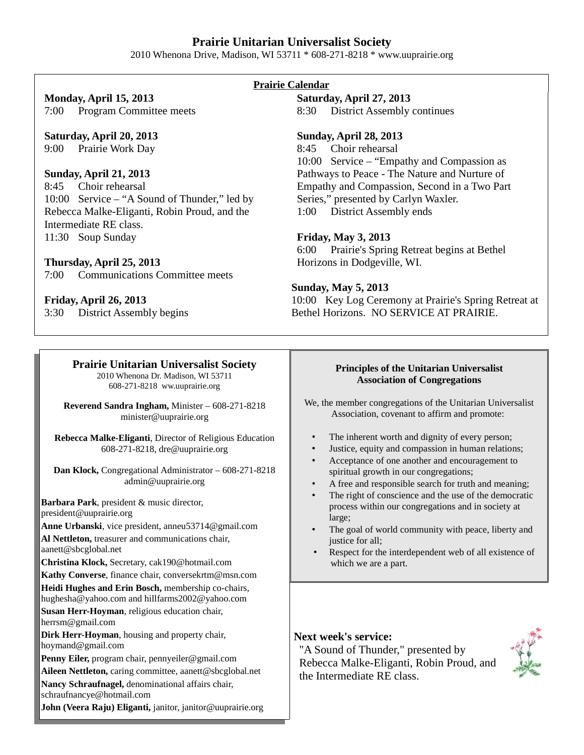# Prairie Unitarian Universalist Society

2010 Whenona Drive, Madison, WI 53711 * 608-271-8218 * www.uuprairie.org

## Prairie Calendar

**Monday, April 15, 2013**
7:00 Program Committee meets

**Saturday, April 20, 2013**
9:00 Prairie Work Day

**Sunday, April 21, 2013**
8:45 Choir rehearsal
10:00 Service – "A Sound of Thunder," led by Rebecca Malke-Eliganti, Robin Proud, and the Intermediate RE class.
11:30 Soup Sunday

**Thursday, April 25, 2013**
7:00 Communications Committee meets

**Friday, April 26, 2013**
3:30 District Assembly begins

**Saturday, April 27, 2013**
8:30 District Assembly continues

**Sunday, April 28, 2013**
8:45 Choir rehearsal
10:00 Service – "Empathy and Compassion as Pathways to Peace - The Nature and Nurture of Empathy and Compassion, Second in a Two Part Series," presented by Carlyn Waxler.
1:00 District Assembly ends

**Friday, May 3, 2013**
6:00 Prairie's Spring Retreat begins at Bethel Horizons in Dodgeville, WI.

**Sunday, May 5, 2013**
10:00 Key Log Ceremony at Prairie's Spring Retreat at Bethel Horizons. NO SERVICE AT PRAIRIE.

---

**Prairie Unitarian Universalist Society**
2010 Whenona Dr. Madison, WI 53711
608-271-8218 ww.uuprairie.org

**Reverend Sandra Ingham,** Minister – 608-271-8218
minister@uuprairie.org

**Rebecca Malke-Eliganti**, Director of Religious Education
608-271-8218, dre@uuprairie.org

**Dan Klock,** Congregational Administrator – 608-271-8218
admin@uuprairie.org

**Barbara Park**, president & music director, president@uuprairie.org
**Anne Urbanski**, vice president, anneu53714@gmail.com
**Al Nettleton,** treasurer and communications chair, aanett@sbcglobal.net
**Christina Klock,** Secretary, cak190@hotmail.com
**Kathy Converse**, finance chair, conversekrtm@msn.com
**Heidi Hughes and Erin Bosch,** membership co-chairs, hughesha@yahoo.com and hillfarms2002@yahoo.com
**Susan Herr-Hoyman**, religious education chair, herrsm@gmail.com
**Dirk Herr-Hoyman**, housing and property chair, hoymand@gmail.com
**Penny Eiler,** program chair, pennyeiler@gmail.com
**Aileen Nettleton,** caring committee, aanett@sbcglobal.net
**Nancy Schraufnagel,** denominational affairs chair, schraufnancye@hotmail.com
**John (Veera Raju) Eliganti,** janitor, janitor@uuprairie.org

---

**Principles of the Unitarian Universalist Association of Congregations**

We, the member congregations of the Unitarian Universalist Association, covenant to affirm and promote:

- The inherent worth and dignity of every person;
- Justice, equity and compassion in human relations;
- Acceptance of one another and encouragement to spiritual growth in our congregations;
- A free and responsible search for truth and meaning;
- The right of conscience and the use of the democratic process within our congregations and in society at large;
- The goal of world community with peace, liberty and justice for all;
- Respect for the interdependent web of all existence of which we are a part.

---

**Next week's service:**
"A Sound of Thunder," presented by Rebecca Malke-Eliganti, Robin Proud, and the Intermediate RE class.